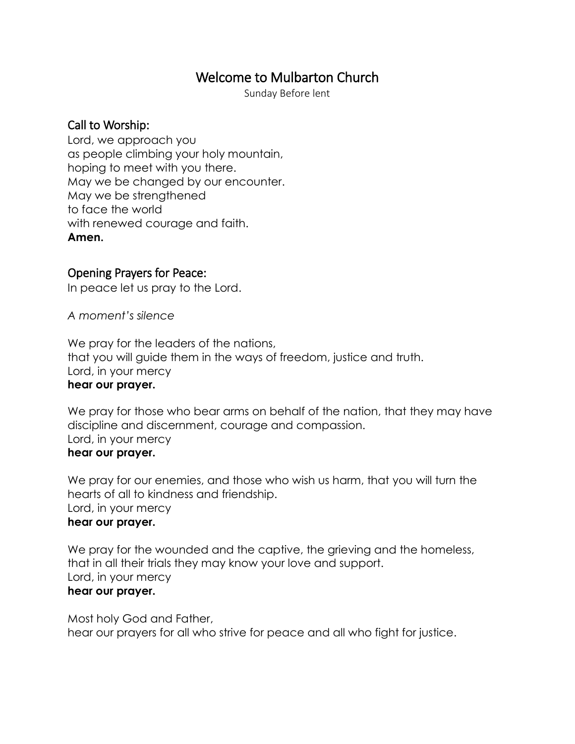# Welcome to Mulbarton Church

Sunday Before lent

## Call to Worship:

Lord, we approach you  
as people climbing your holy mountain,  
hoping to meet with you there.  
May we be changed by our encounter.  
May we be strengthened  
to face the world  
with renewed courage and faith.  
**Amen.**

## Opening Prayers for Peace:

In peace let us pray to the Lord.

*A moment's silence*

We pray for the leaders of the nations,  
that you will guide them in the ways of freedom, justice and truth.  
Lord, in your mercy  
**hear our prayer.**

We pray for those who bear arms on behalf of the nation, that they may have discipline and discernment, courage and compassion.  
Lord, in your mercy  
**hear our prayer.**

We pray for our enemies, and those who wish us harm, that you will turn the hearts of all to kindness and friendship.  
Lord, in your mercy  
**hear our prayer.**

We pray for the wounded and the captive, the grieving and the homeless, that in all their trials they may know your love and support.  
Lord, in your mercy  
**hear our prayer.**

Most holy God and Father,  
hear our prayers for all who strive for peace and all who fight for justice.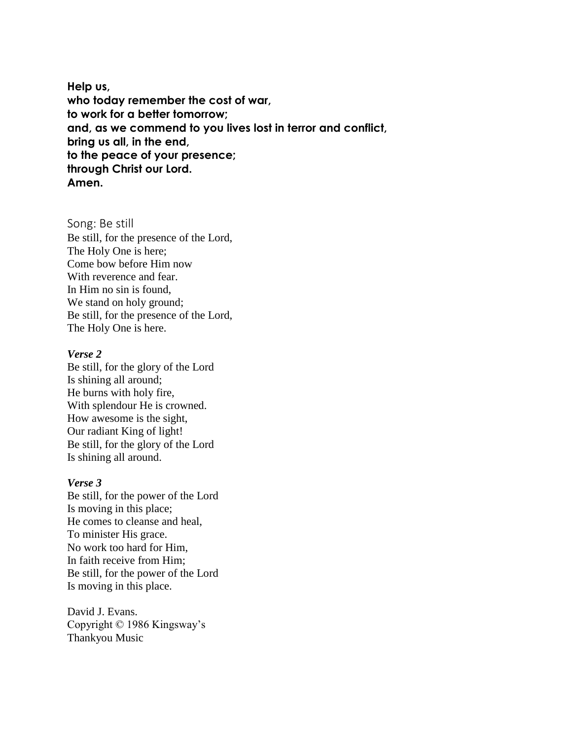**Help us,**
**who today remember the cost of war,**
**to work for a better tomorrow;**
**and, as we commend to you lives lost in terror and conflict,**
**bring us all, in the end,**
**to the peace of your presence;**
**through Christ our Lord.**
**Amen.**

## Song: Be still

Be still, for the presence of the Lord,
The Holy One is here;
Come bow before Him now
With reverence and fear.
In Him no sin is found,
We stand on holy ground;
Be still, for the presence of the Lord,
The Holy One is here.

***Verse 2***

Be still, for the glory of the Lord
Is shining all around;
He burns with holy fire,
With splendour He is crowned.
How awesome is the sight,
Our radiant King of light!
Be still, for the glory of the Lord
Is shining all around.

***Verse 3***

Be still, for the power of the Lord
Is moving in this place;
He comes to cleanse and heal,
To minister His grace.
No work too hard for Him,
In faith receive from Him;
Be still, for the power of the Lord
Is moving in this place.

David J. Evans.
Copyright © 1986 Kingsway's
Thankyou Music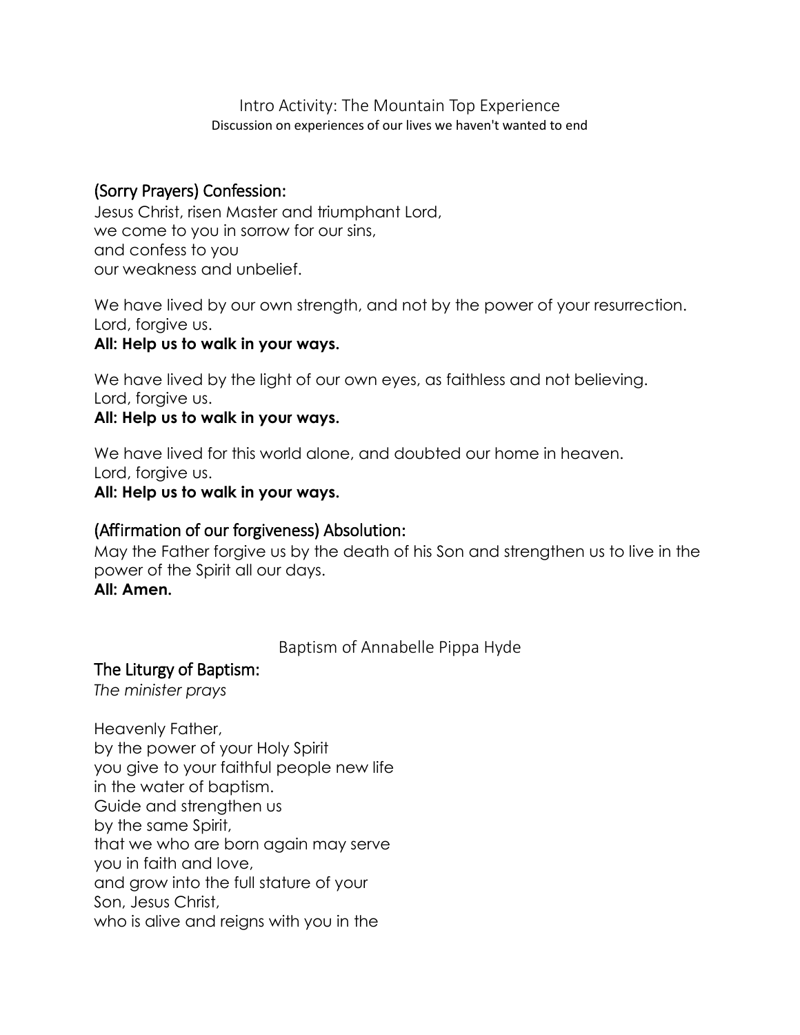Intro Activity: The Mountain Top Experience

Discussion on experiences of our lives we haven't wanted to end

## (Sorry Prayers) Confession:

Jesus Christ, risen Master and triumphant Lord,
we come to you in sorrow for our sins,
and confess to you
our weakness and unbelief.

We have lived by our own strength, and not by the power of your resurrection.
Lord, forgive us.
**All: Help us to walk in your ways.**

We have lived by the light of our own eyes, as faithless and not believing.
Lord, forgive us.
**All: Help us to walk in your ways.**

We have lived for this world alone, and doubted our home in heaven.
Lord, forgive us.
**All: Help us to walk in your ways.**

## (Affirmation of our forgiveness) Absolution:

May the Father forgive us by the death of his Son and strengthen us to live in the power of the Spirit all our days.
**All: Amen.**

Baptism of Annabelle Pippa Hyde

## The Liturgy of Baptism:

*The minister prays*

Heavenly Father,
by the power of your Holy Spirit
you give to your faithful people new life
in the water of baptism.
Guide and strengthen us
by the same Spirit,
that we who are born again may serve
you in faith and love,
and grow into the full stature of your
Son, Jesus Christ,
who is alive and reigns with you in the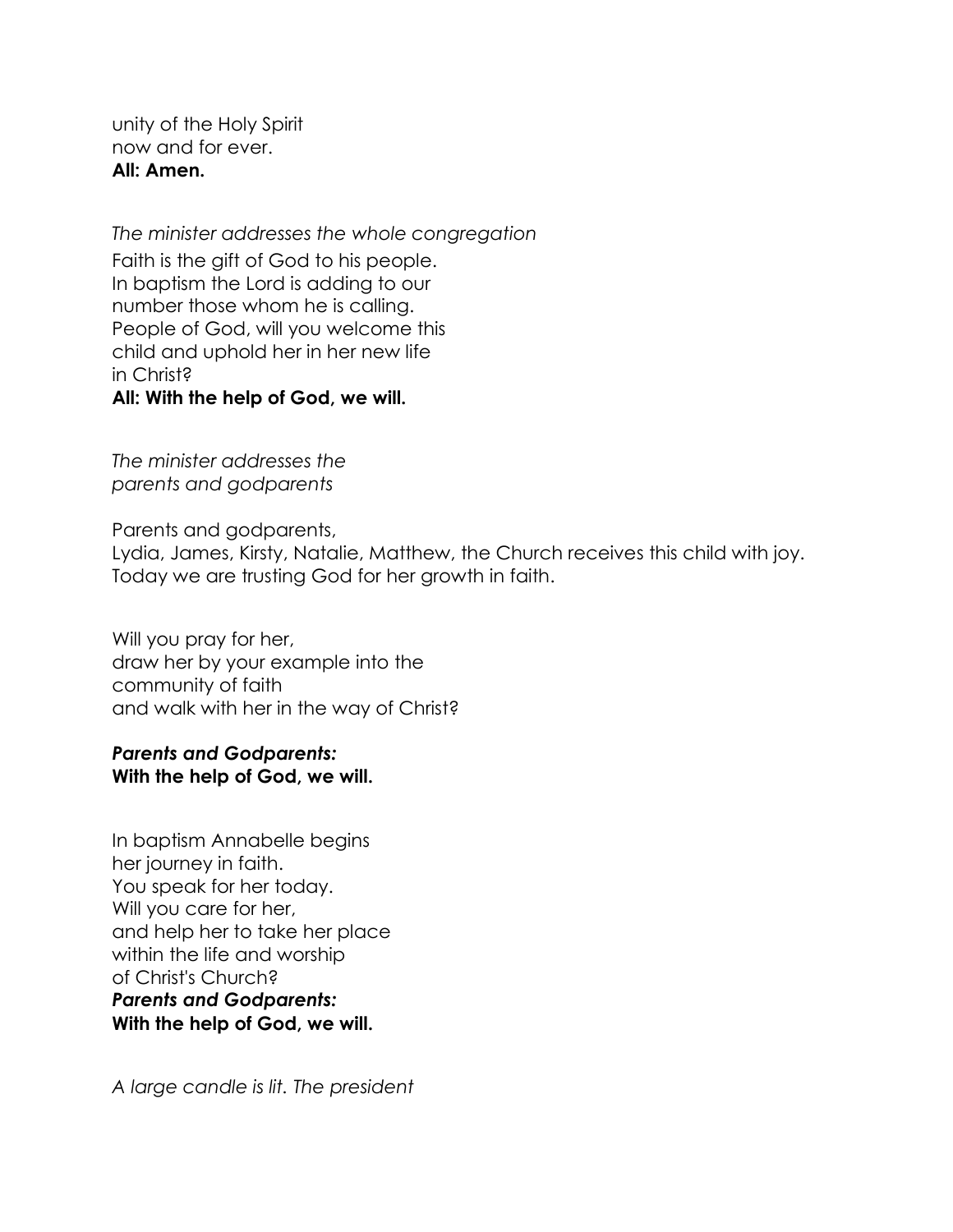unity of the Holy Spirit
now and for ever.
**All: Amen.**

*The minister addresses the whole congregation*
Faith is the gift of God to his people.
In baptism the Lord is adding to our
number those whom he is calling.
People of God, will you welcome this
child and uphold her in her new life
in Christ?
**All: With the help of God, we will.**

*The minister addresses the
parents and godparents*

Parents and godparents,
Lydia, James, Kirsty, Natalie, Matthew, the Church receives this child with joy.
Today we are trusting God for her growth in faith.

Will you pray for her,
draw her by your example into the
community of faith
and walk with her in the way of Christ?

***Parents and Godparents:***
**With the help of God, we will.**

In baptism Annabelle begins
her journey in faith.
You speak for her today.
Will you care for her,
and help her to take her place
within the life and worship
of Christ's Church?
***Parents and Godparents:***
**With the help of God, we will.**

*A large candle is lit. The president*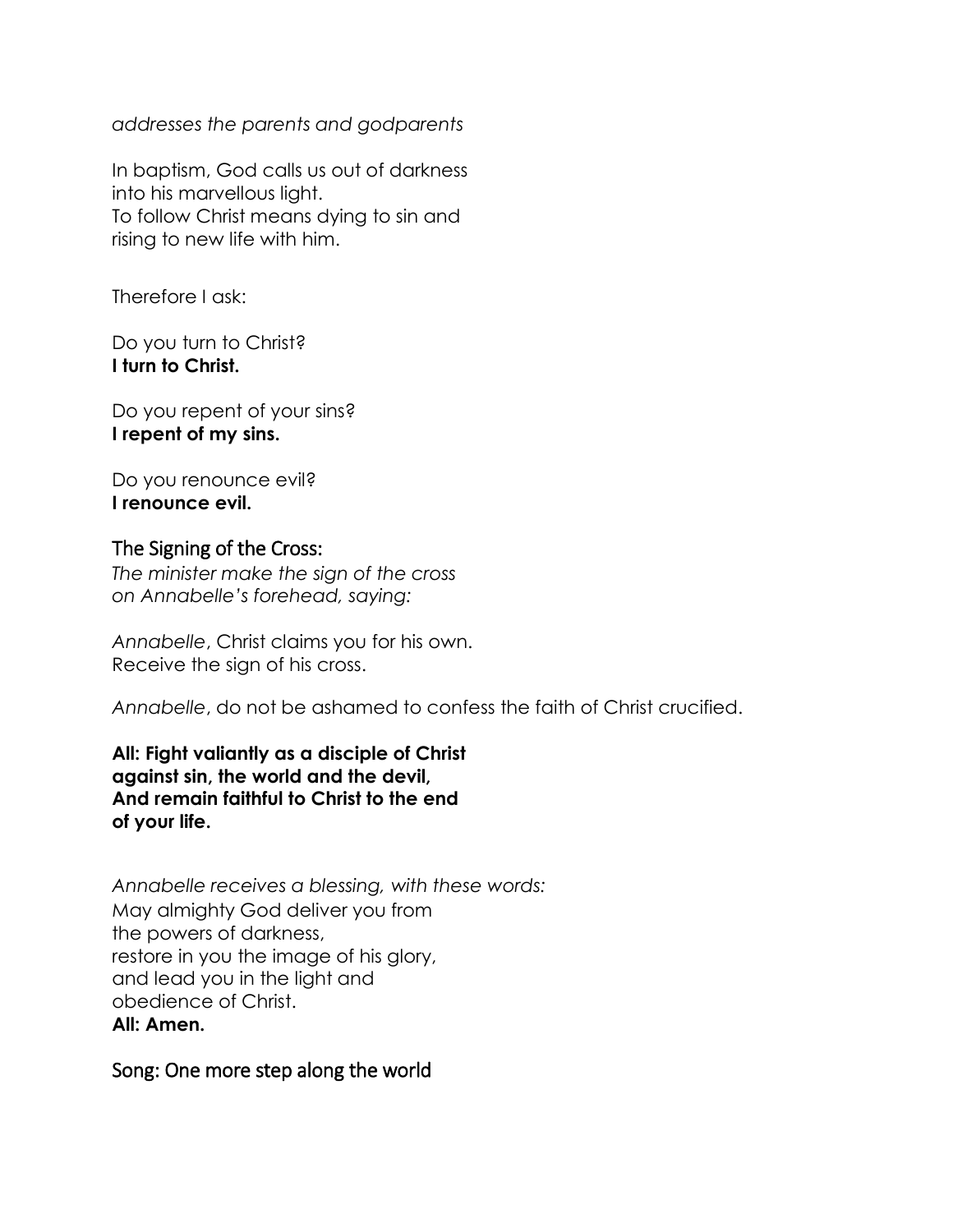*addresses the parents and godparents*

In baptism, God calls us out of darkness
into his marvellous light.
To follow Christ means dying to sin and
rising to new life with him.

Therefore I ask:

Do you turn to Christ?
**I turn to Christ.**

Do you repent of your sins?
**I repent of my sins.**

Do you renounce evil?
**I renounce evil.**

## The Signing of the Cross:

*The minister make the sign of the cross
on Annabelle's forehead, saying:*

*Annabelle*, Christ claims you for his own.
Receive the sign of his cross.

*Annabelle*, do not be ashamed to confess the faith of Christ crucified.

**All: Fight valiantly as a disciple of Christ
against sin, the world and the devil,
And remain faithful to Christ to the end
of your life.**

*Annabelle receives a blessing, with these words:*
May almighty God deliver you from
the powers of darkness,
restore in you the image of his glory,
and lead you in the light and
obedience of Christ.
**All: Amen.**

## Song: One more step along the world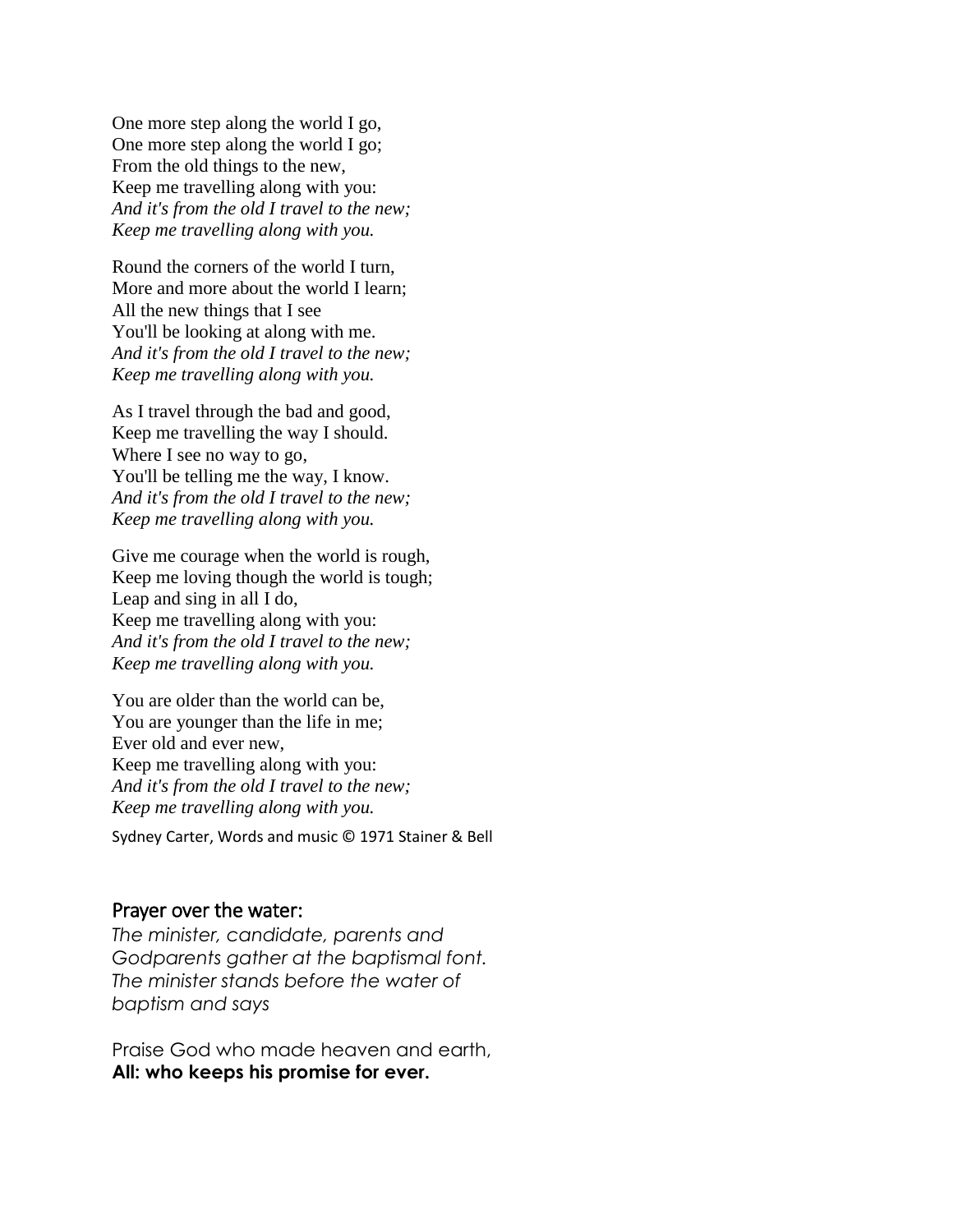One more step along the world I go,  
One more step along the world I go;  
From the old things to the new,  
Keep me travelling along with you:  
*And it's from the old I travel to the new;*  
*Keep me travelling along with you.*

Round the corners of the world I turn,  
More and more about the world I learn;  
All the new things that I see  
You'll be looking at along with me.  
*And it's from the old I travel to the new;*  
*Keep me travelling along with you.*

As I travel through the bad and good,  
Keep me travelling the way I should.  
Where I see no way to go,  
You'll be telling me the way, I know.  
*And it's from the old I travel to the new;*  
*Keep me travelling along with you.*

Give me courage when the world is rough,  
Keep me loving though the world is tough;  
Leap and sing in all I do,  
Keep me travelling along with you:  
*And it's from the old I travel to the new;*  
*Keep me travelling along with you.*

You are older than the world can be,  
You are younger than the life in me;  
Ever old and ever new,  
Keep me travelling along with you:  
*And it's from the old I travel to the new;*  
*Keep me travelling along with you.*

Sydney Carter, Words and music © 1971 Stainer & Bell

## Prayer over the water:

*The minister, candidate, parents and Godparents gather at the baptismal font. The minister stands before the water of baptism and says*

Praise God who made heaven and earth,  
**All: who keeps his promise for ever.**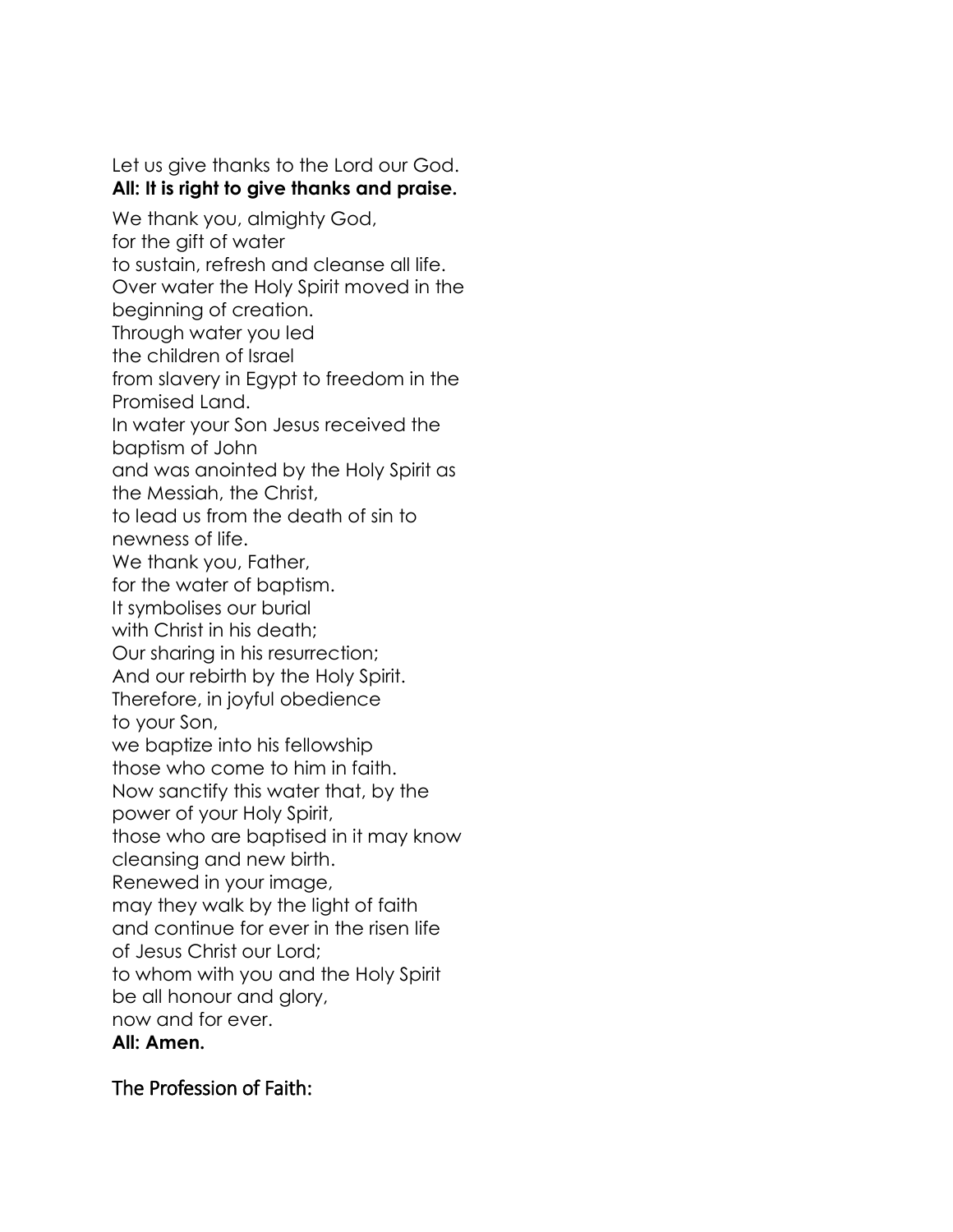Let us give thanks to the Lord our God.
**All: It is right to give thanks and praise.**

We thank you, almighty God,
for the gift of water
to sustain, refresh and cleanse all life.
Over water the Holy Spirit moved in the beginning of creation.
Through water you led
the children of Israel
from slavery in Egypt to freedom in the Promised Land.
In water your Son Jesus received the baptism of John
and was anointed by the Holy Spirit as the Messiah, the Christ,
to lead us from the death of sin to newness of life.
We thank you, Father,
for the water of baptism.
It symbolises our burial
with Christ in his death;
Our sharing in his resurrection;
And our rebirth by the Holy Spirit.
Therefore, in joyful obedience
to your Son,
we baptize into his fellowship
those who come to him in faith.
Now sanctify this water that, by the power of your Holy Spirit,
those who are baptised in it may know cleansing and new birth.
Renewed in your image,
may they walk by the light of faith
and continue for ever in the risen life
of Jesus Christ our Lord;
to whom with you and the Holy Spirit
be all honour and glory,
now and for ever.
**All: Amen.**

## The Profession of Faith: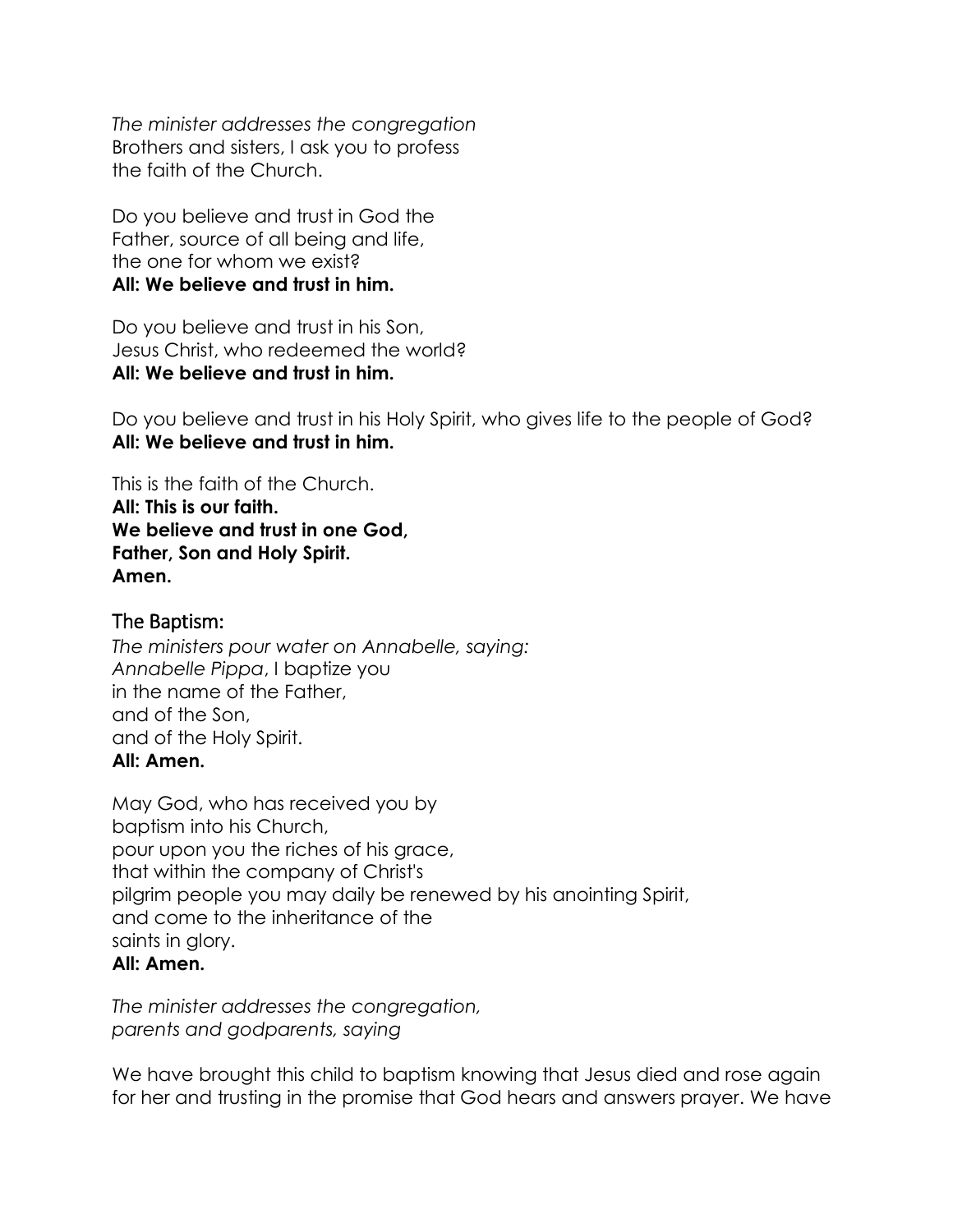*The minister addresses the congregation*
Brothers and sisters, I ask you to profess
the faith of the Church.

Do you believe and trust in God the
Father, source of all being and life,
the one for whom we exist?
**All: We believe and trust in him.**

Do you believe and trust in his Son,
Jesus Christ, who redeemed the world?
**All: We believe and trust in him.**

Do you believe and trust in his Holy Spirit, who gives life to the people of God?
**All: We believe and trust in him.**

This is the faith of the Church.
**All: This is our faith.**
**We believe and trust in one God,**
**Father, Son and Holy Spirit.**
**Amen.**

## The Baptism:

*The ministers pour water on Annabelle, saying:*
*Annabelle Pippa*, I baptize you
in the name of the Father,
and of the Son,
and of the Holy Spirit.
**All: Amen.**

May God, who has received you by
baptism into his Church,
pour upon you the riches of his grace,
that within the company of Christ's
pilgrim people you may daily be renewed by his anointing Spirit,
and come to the inheritance of the
saints in glory.
**All: Amen.**

*The minister addresses the congregation,*
*parents and godparents, saying*

We have brought this child to baptism knowing that Jesus died and rose again for her and trusting in the promise that God hears and answers prayer. We have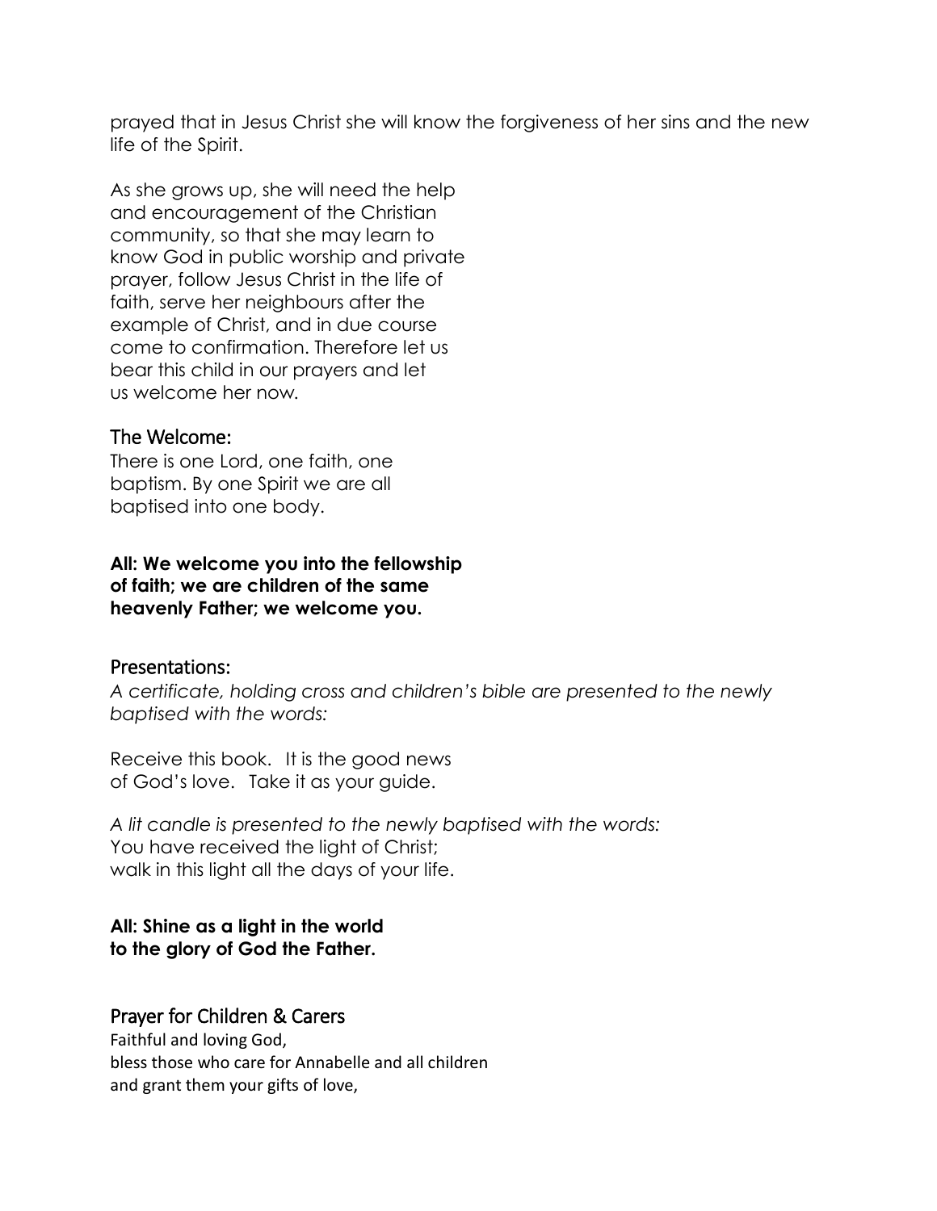prayed that in Jesus Christ she will know the forgiveness of her sins and the new life of the Spirit.

As she grows up, she will need the help and encouragement of the Christian community, so that she may learn to know God in public worship and private prayer, follow Jesus Christ in the life of faith, serve her neighbours after the example of Christ, and in due course come to confirmation. Therefore let us bear this child in our prayers and let us welcome her now.

## The Welcome:

There is one Lord, one faith, one baptism. By one Spirit we are all baptised into one body.

**All: We welcome you into the fellowship of faith; we are children of the same heavenly Father; we welcome you.**

## Presentations:

*A certificate, holding cross and children's bible are presented to the newly baptised with the words:*

Receive this book. It is the good news of God's love. Take it as your guide.

*A lit candle is presented to the newly baptised with the words:*
You have received the light of Christ;
walk in this light all the days of your life.

**All: Shine as a light in the world to the glory of God the Father.**

## Prayer for Children & Carers

Faithful and loving God,
bless those who care for Annabelle and all children
and grant them your gifts of love,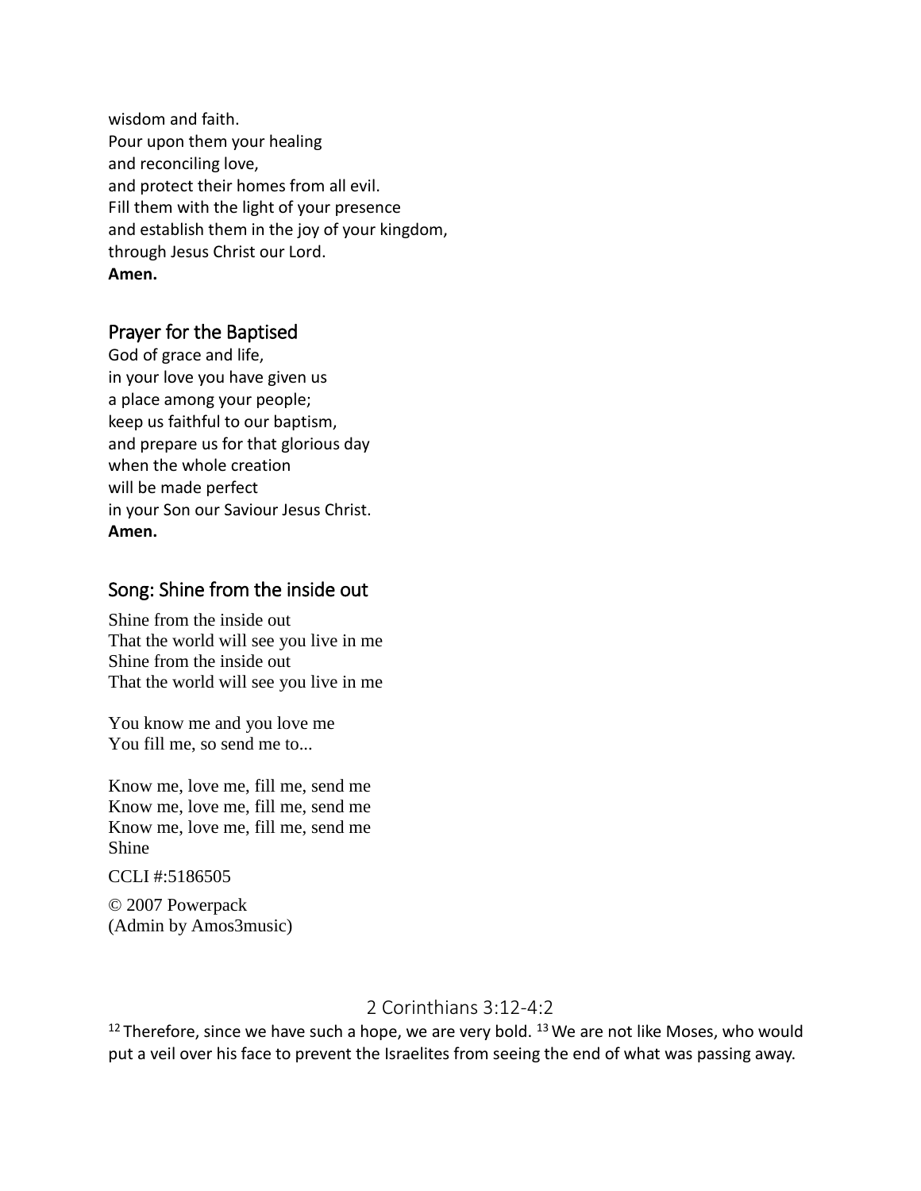wisdom and faith.
Pour upon them your healing
and reconciling love,
and protect their homes from all evil.
Fill them with the light of your presence
and establish them in the joy of your kingdom,
through Jesus Christ our Lord.
**Amen.**

## Prayer for the Baptised

God of grace and life,
in your love you have given us
a place among your people;
keep us faithful to our baptism,
and prepare us for that glorious day
when the whole creation
will be made perfect
in your Son our Saviour Jesus Christ.
**Amen.**

## Song: Shine from the inside out

Shine from the inside out
That the world will see you live in me
Shine from the inside out
That the world will see you live in me

You know me and you love me
You fill me, so send me to...

Know me, love me, fill me, send me
Know me, love me, fill me, send me
Know me, love me, fill me, send me
Shine

CCLI #:5186505

© 2007 Powerpack
(Admin by Amos3music)

## 2 Corinthians 3:12-4:2

[12] Therefore, since we have such a hope, we are very bold. [13] We are not like Moses, who would put a veil over his face to prevent the Israelites from seeing the end of what was passing away.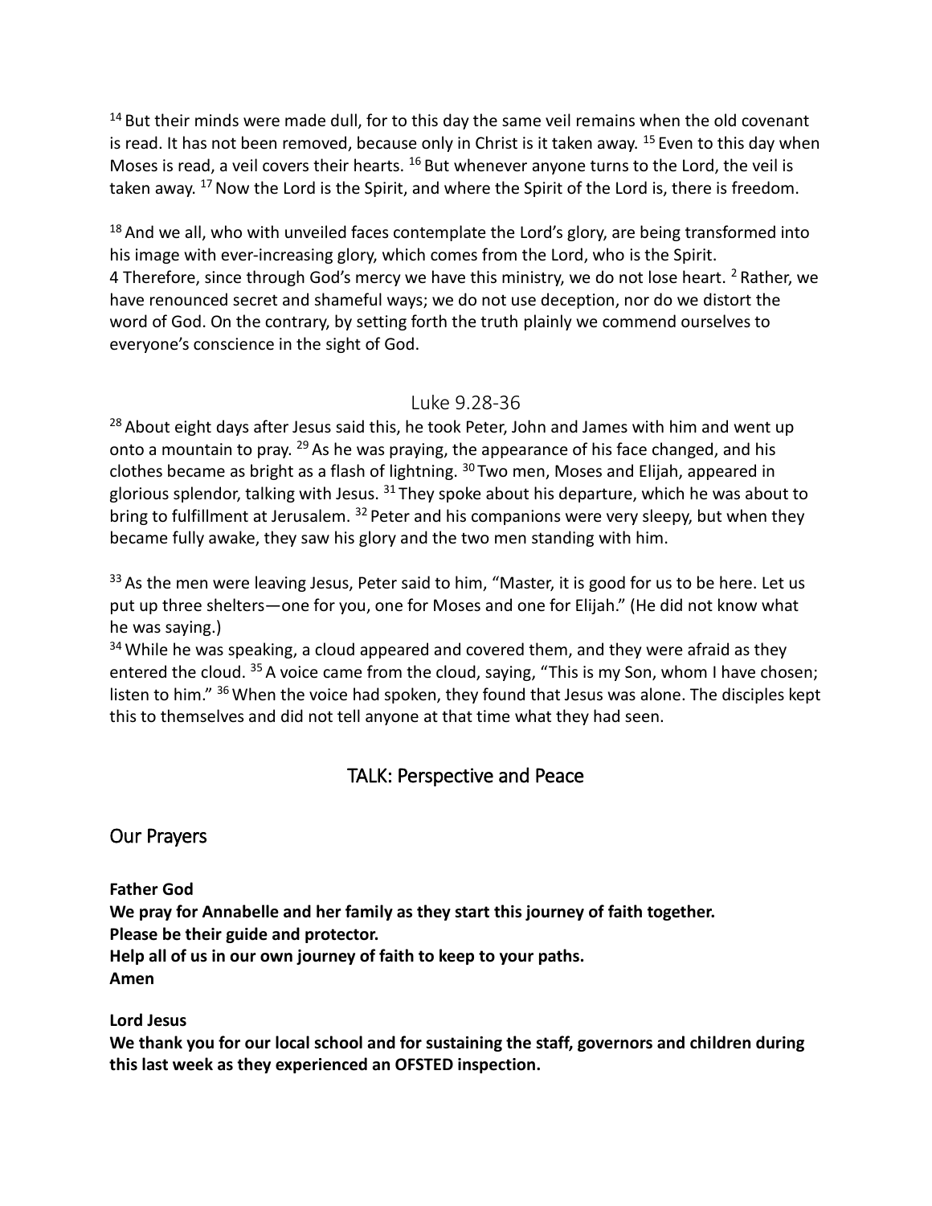[14] But their minds were made dull, for to this day the same veil remains when the old covenant is read. It has not been removed, because only in Christ is it taken away. [15] Even to this day when Moses is read, a veil covers their hearts. [16] But whenever anyone turns to the Lord, the veil is taken away. [17] Now the Lord is the Spirit, and where the Spirit of the Lord is, there is freedom.

[18] And we all, who with unveiled faces contemplate the Lord's glory, are being transformed into his image with ever-increasing glory, which comes from the Lord, who is the Spirit.
4 Therefore, since through God's mercy we have this ministry, we do not lose heart. [2] Rather, we have renounced secret and shameful ways; we do not use deception, nor do we distort the word of God. On the contrary, by setting forth the truth plainly we commend ourselves to everyone's conscience in the sight of God.

## Luke 9.28-36

[28] About eight days after Jesus said this, he took Peter, John and James with him and went up onto a mountain to pray. [29] As he was praying, the appearance of his face changed, and his clothes became as bright as a flash of lightning. [30] Two men, Moses and Elijah, appeared in glorious splendor, talking with Jesus. [31] They spoke about his departure, which he was about to bring to fulfillment at Jerusalem. [32] Peter and his companions were very sleepy, but when they became fully awake, they saw his glory and the two men standing with him.

[33] As the men were leaving Jesus, Peter said to him, "Master, it is good for us to be here. Let us put up three shelters—one for you, one for Moses and one for Elijah." (He did not know what he was saying.)
[34] While he was speaking, a cloud appeared and covered them, and they were afraid as they entered the cloud. [35] A voice came from the cloud, saying, "This is my Son, whom I have chosen; listen to him." [36] When the voice had spoken, they found that Jesus was alone. The disciples kept this to themselves and did not tell anyone at that time what they had seen.

## TALK: Perspective and Peace

## Our Prayers

**Father God**
**We pray for Annabelle and her family as they start this journey of faith together.**
**Please be their guide and protector.**
**Help all of us in our own journey of faith to keep to your paths.**
**Amen**

**Lord Jesus**
**We thank you for our local school and for sustaining the staff, governors and children during this last week as they experienced an OFSTED inspection.**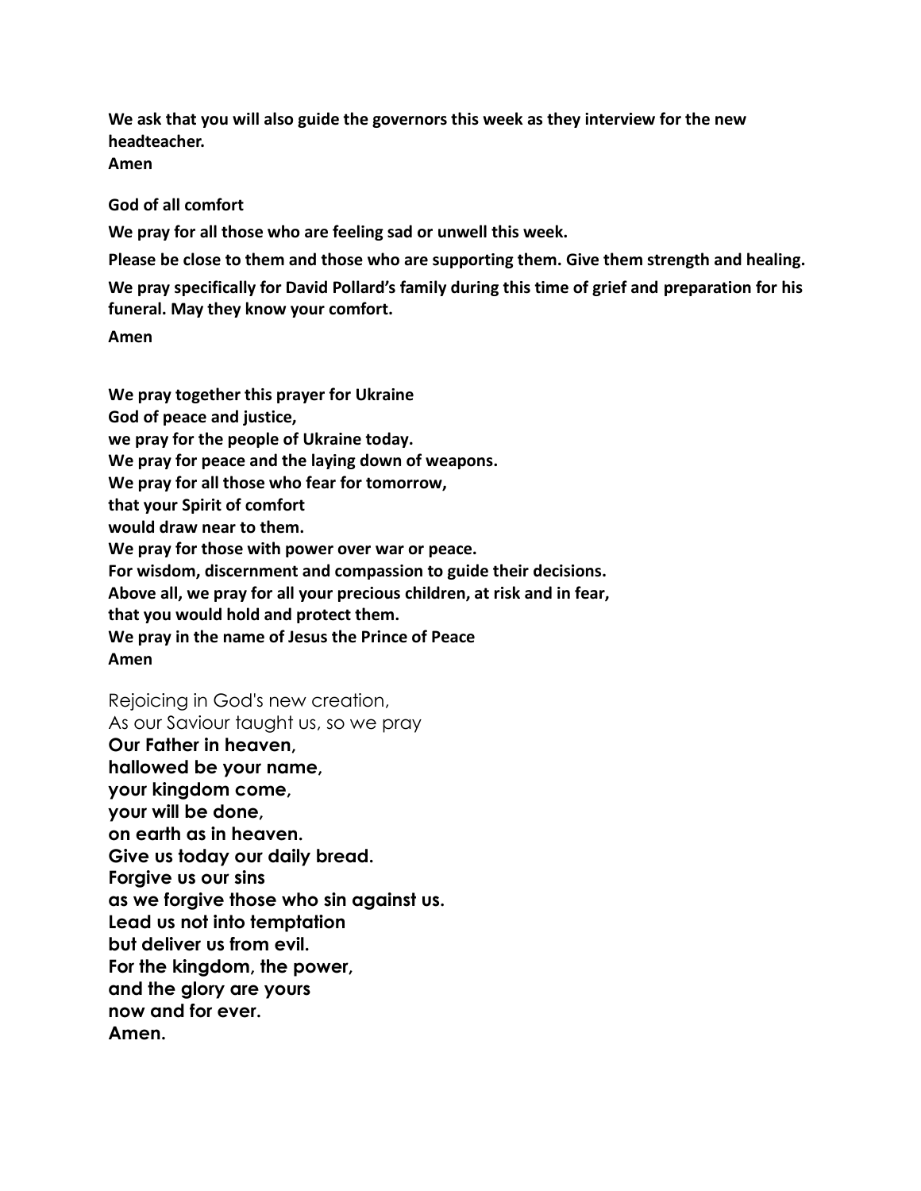**We ask that you will also guide the governors this week as they interview for the new headteacher.**
**Amen**

**God of all comfort**

**We pray for all those who are feeling sad or unwell this week.**

**Please be close to them and those who are supporting them. Give them strength and healing.**

**We pray specifically for David Pollard's family during this time of grief and preparation for his funeral. May they know your comfort.**

**Amen**

**We pray together this prayer for Ukraine**
**God of peace and justice,**
**we pray for the people of Ukraine today.**
**We pray for peace and the laying down of weapons.**
**We pray for all those who fear for tomorrow,**
**that your Spirit of comfort**
**would draw near to them.**
**We pray for those with power over war or peace.**
**For wisdom, discernment and compassion to guide their decisions.**
**Above all, we pray for all your precious children, at risk and in fear,**
**that you would hold and protect them.**
**We pray in the name of Jesus the Prince of Peace**
**Amen**

Rejoicing in God's new creation,
As our Saviour taught us, so we pray
**Our Father in heaven,**
**hallowed be your name,**
**your kingdom come,**
**your will be done,**
**on earth as in heaven.**
**Give us today our daily bread.**
**Forgive us our sins**
**as we forgive those who sin against us.**
**Lead us not into temptation**
**but deliver us from evil.**
**For the kingdom, the power,**
**and the glory are yours**
**now and for ever.**
**Amen.**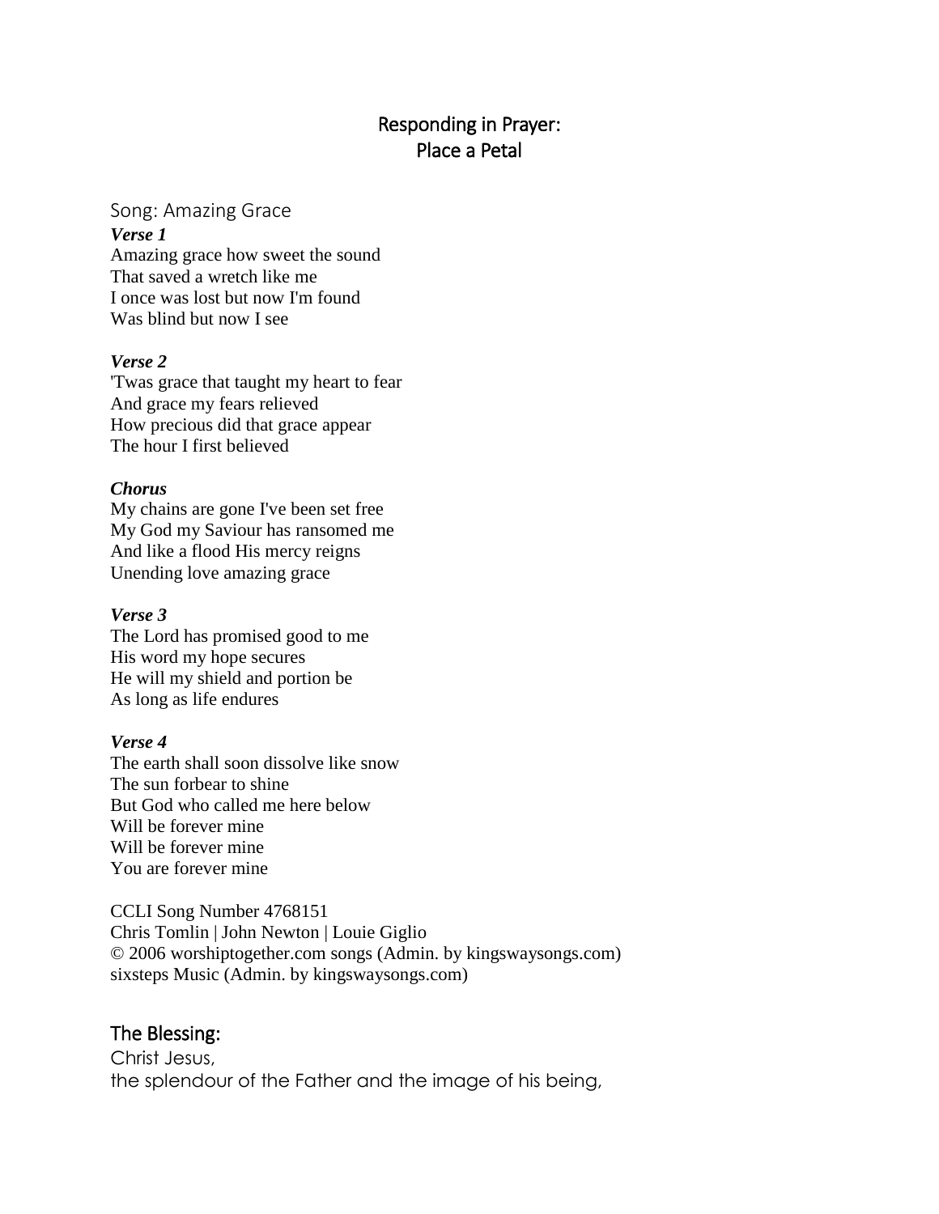# Responding in Prayer:
# Place a Petal

## Song: Amazing Grace

***Verse 1***
Amazing grace how sweet the sound
That saved a wretch like me
I once was lost but now I'm found
Was blind but now I see

***Verse 2***
'Twas grace that taught my heart to fear
And grace my fears relieved
How precious did that grace appear
The hour I first believed

***Chorus***
My chains are gone I've been set free
My God my Saviour has ransomed me
And like a flood His mercy reigns
Unending love amazing grace

***Verse 3***
The Lord has promised good to me
His word my hope secures
He will my shield and portion be
As long as life endures

***Verse 4***
The earth shall soon dissolve like snow
The sun forbear to shine
But God who called me here below
Will be forever mine
Will be forever mine
You are forever mine

CCLI Song Number 4768151
Chris Tomlin | John Newton | Louie Giglio
© 2006 worshiptogether.com songs (Admin. by kingswaysongs.com)
sixsteps Music (Admin. by kingswaysongs.com)

## The Blessing:

Christ Jesus,
the splendour of the Father and the image of his being,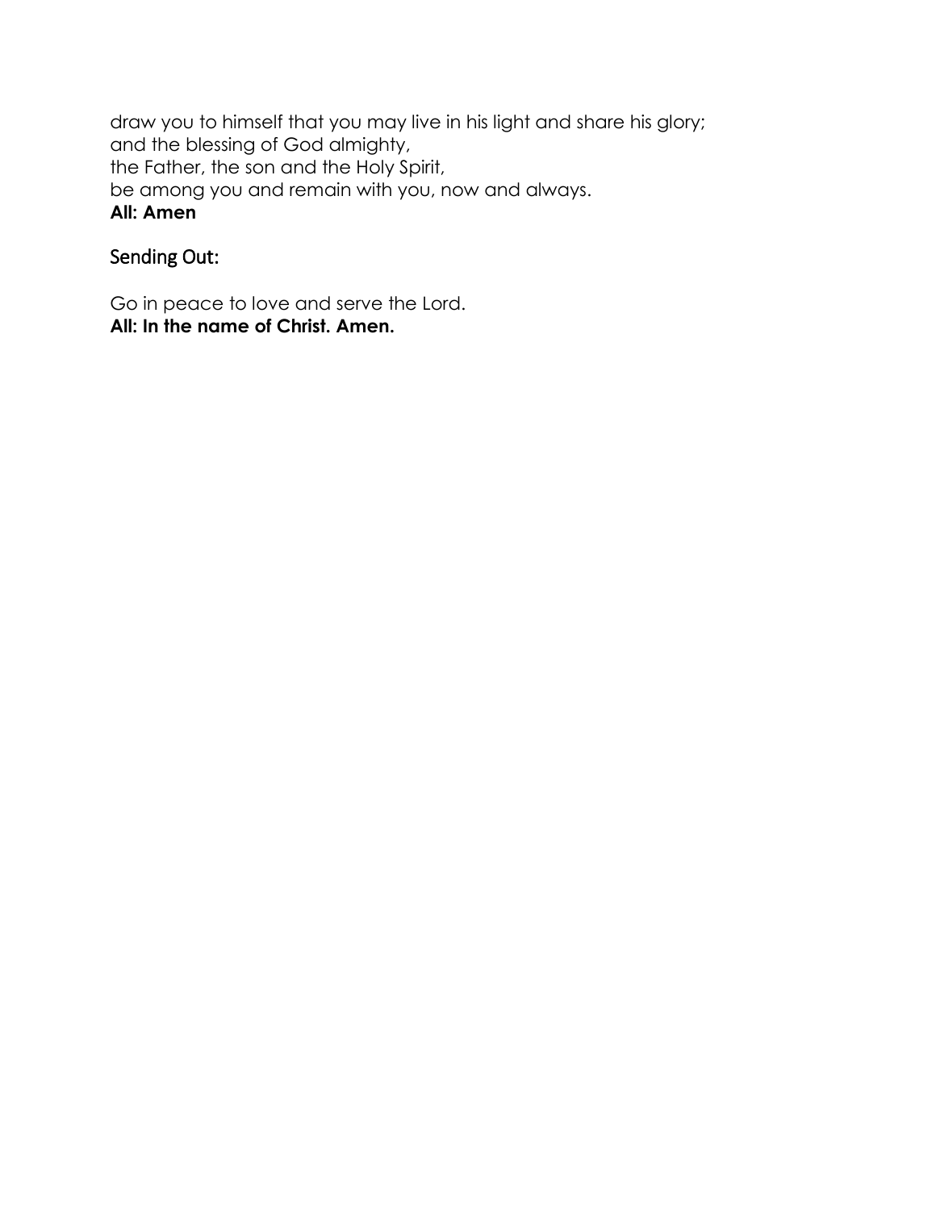draw you to himself that you may live in his light and share his glory;
and the blessing of God almighty,
the Father, the son and the Holy Spirit,
be among you and remain with you, now and always.
**All: Amen**

## Sending Out:

Go in peace to love and serve the Lord.
**All: In the name of Christ. Amen.**